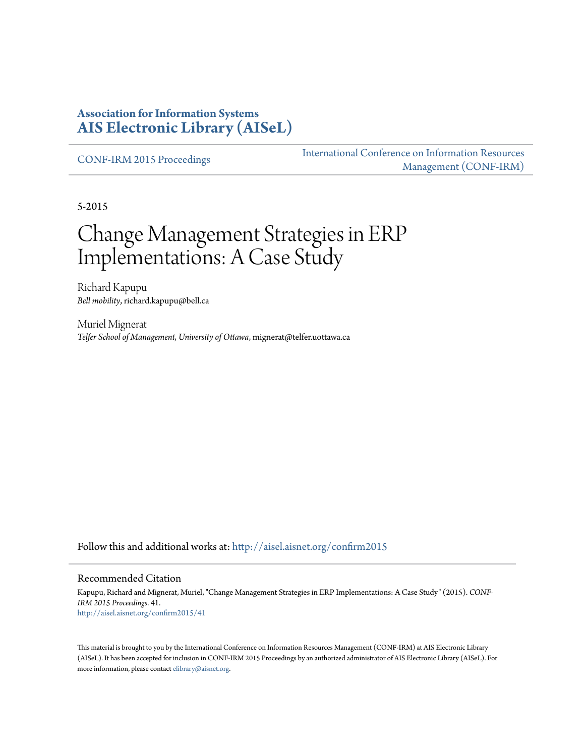**Association for Information Systems**
**AIS Electronic Library (AISeL)**

CONF-IRM 2015 Proceedings

International Conference on Information Resources Management (CONF-IRM)

5-2015

# Change Management Strategies in ERP Implementations: A Case Study

Richard Kapupu
*Bell mobility*, richard.kapupu@bell.ca

Muriel Mignerat
*Telfer School of Management, University of Ottawa*, mignerat@telfer.uottawa.ca

Follow this and additional works at: http://aisel.aisnet.org/confirm2015

## Recommended Citation

Kapupu, Richard and Mignerat, Muriel, "Change Management Strategies in ERP Implementations: A Case Study" (2015). *CONF-IRM 2015 Proceedings*. 41.
http://aisel.aisnet.org/confirm2015/41

This material is brought to you by the International Conference on Information Resources Management (CONF-IRM) at AIS Electronic Library (AISeL). It has been accepted for inclusion in CONF-IRM 2015 Proceedings by an authorized administrator of AIS Electronic Library (AISeL). For more information, please contact elibrary@aisnet.org.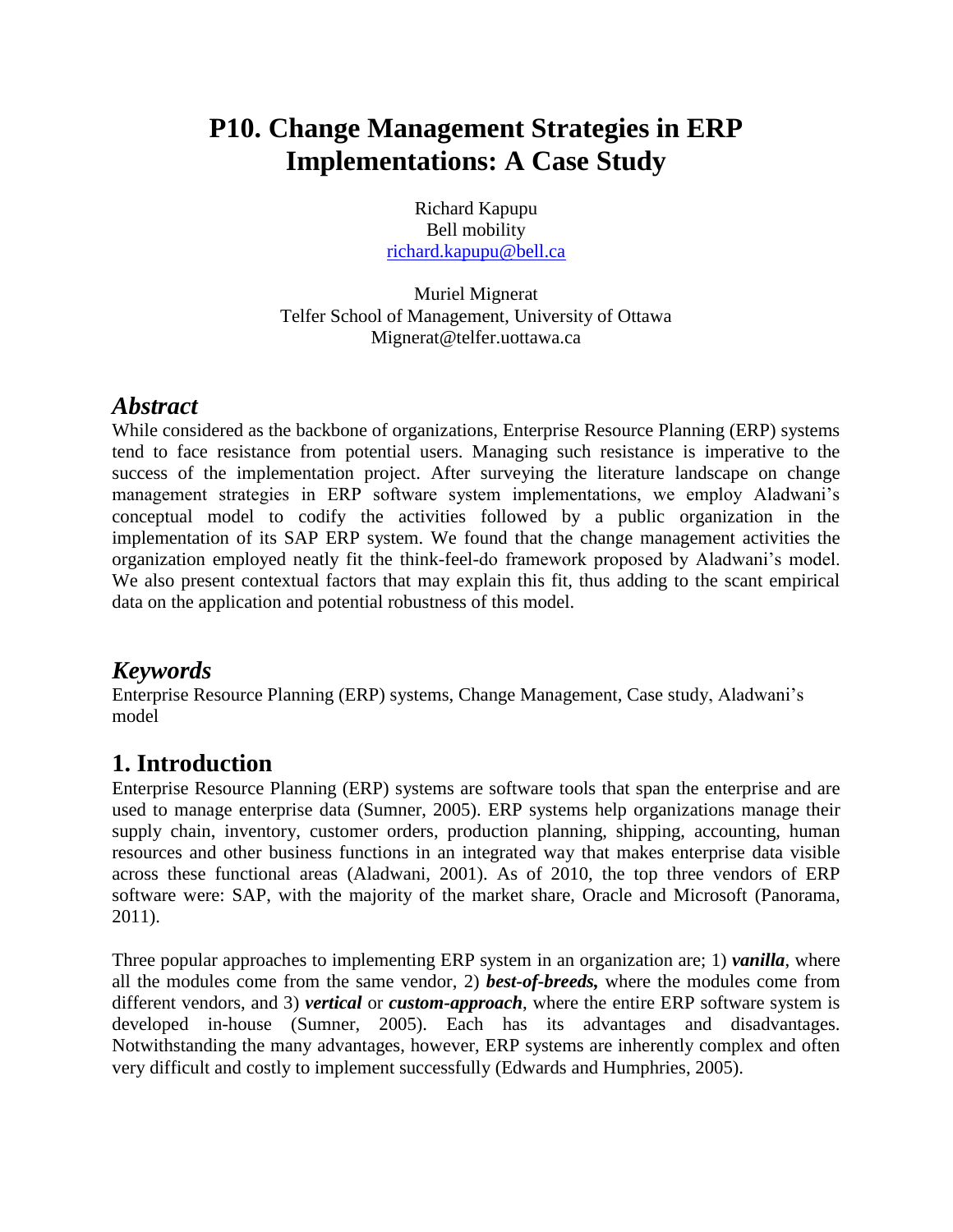# P10. Change Management Strategies in ERP Implementations: A Case Study

Richard Kapupu
Bell mobility
richard.kapupu@bell.ca

Muriel Mignerat
Telfer School of Management, University of Ottawa
Mignerat@telfer.uottawa.ca

## *Abstract*

While considered as the backbone of organizations, Enterprise Resource Planning (ERP) systems tend to face resistance from potential users. Managing such resistance is imperative to the success of the implementation project. After surveying the literature landscape on change management strategies in ERP software system implementations, we employ Aladwani's conceptual model to codify the activities followed by a public organization in the implementation of its SAP ERP system. We found that the change management activities the organization employed neatly fit the think-feel-do framework proposed by Aladwani's model. We also present contextual factors that may explain this fit, thus adding to the scant empirical data on the application and potential robustness of this model.

## *Keywords*

Enterprise Resource Planning (ERP) systems, Change Management, Case study, Aladwani's model

## 1. Introduction

Enterprise Resource Planning (ERP) systems are software tools that span the enterprise and are used to manage enterprise data (Sumner, 2005). ERP systems help organizations manage their supply chain, inventory, customer orders, production planning, shipping, accounting, human resources and other business functions in an integrated way that makes enterprise data visible across these functional areas (Aladwani, 2001). As of 2010, the top three vendors of ERP software were: SAP, with the majority of the market share, Oracle and Microsoft (Panorama, 2011).

Three popular approaches to implementing ERP system in an organization are; 1) ***vanilla***, where all the modules come from the same vendor, 2) ***best-of-breeds,*** where the modules come from different vendors, and 3) ***vertical*** or ***custom-approach***, where the entire ERP software system is developed in-house (Sumner, 2005). Each has its advantages and disadvantages. Notwithstanding the many advantages, however, ERP systems are inherently complex and often very difficult and costly to implement successfully (Edwards and Humphries, 2005).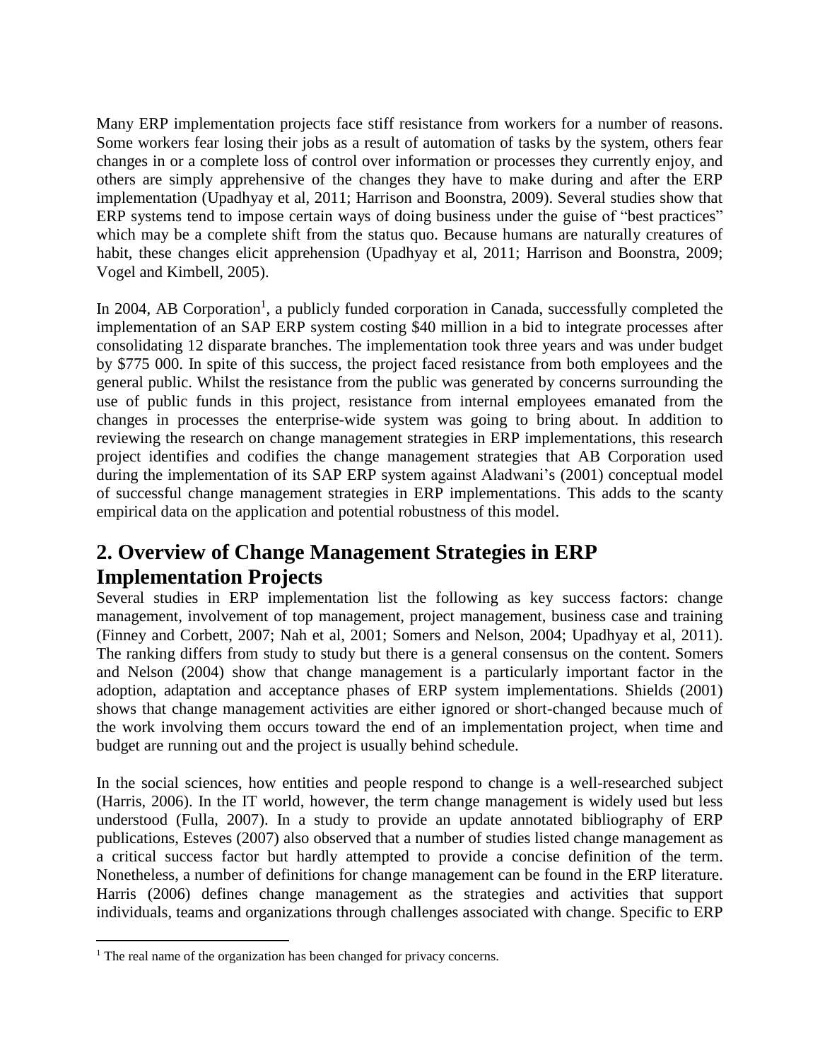Many ERP implementation projects face stiff resistance from workers for a number of reasons. Some workers fear losing their jobs as a result of automation of tasks by the system, others fear changes in or a complete loss of control over information or processes they currently enjoy, and others are simply apprehensive of the changes they have to make during and after the ERP implementation (Upadhyay et al, 2011; Harrison and Boonstra, 2009). Several studies show that ERP systems tend to impose certain ways of doing business under the guise of "best practices" which may be a complete shift from the status quo. Because humans are naturally creatures of habit, these changes elicit apprehension (Upadhyay et al, 2011; Harrison and Boonstra, 2009; Vogel and Kimbell, 2005).

In 2004, AB Corporation[1], a publicly funded corporation in Canada, successfully completed the implementation of an SAP ERP system costing $40 million in a bid to integrate processes after consolidating 12 disparate branches. The implementation took three years and was under budget by $775 000. In spite of this success, the project faced resistance from both employees and the general public. Whilst the resistance from the public was generated by concerns surrounding the use of public funds in this project, resistance from internal employees emanated from the changes in processes the enterprise-wide system was going to bring about. In addition to reviewing the research on change management strategies in ERP implementations, this research project identifies and codifies the change management strategies that AB Corporation used during the implementation of its SAP ERP system against Aladwani's (2001) conceptual model of successful change management strategies in ERP implementations. This adds to the scanty empirical data on the application and potential robustness of this model.

## 2. Overview of Change Management Strategies in ERP Implementation Projects

Several studies in ERP implementation list the following as key success factors: change management, involvement of top management, project management, business case and training (Finney and Corbett, 2007; Nah et al, 2001; Somers and Nelson, 2004; Upadhyay et al, 2011). The ranking differs from study to study but there is a general consensus on the content. Somers and Nelson (2004) show that change management is a particularly important factor in the adoption, adaptation and acceptance phases of ERP system implementations. Shields (2001) shows that change management activities are either ignored or short-changed because much of the work involving them occurs toward the end of an implementation project, when time and budget are running out and the project is usually behind schedule.

In the social sciences, how entities and people respond to change is a well-researched subject (Harris, 2006). In the IT world, however, the term change management is widely used but less understood (Fulla, 2007). In a study to provide an update annotated bibliography of ERP publications, Esteves (2007) also observed that a number of studies listed change management as a critical success factor but hardly attempted to provide a concise definition of the term. Nonetheless, a number of definitions for change management can be found in the ERP literature. Harris (2006) defines change management as the strategies and activities that support individuals, teams and organizations through challenges associated with change. Specific to ERP

[1] The real name of the organization has been changed for privacy concerns.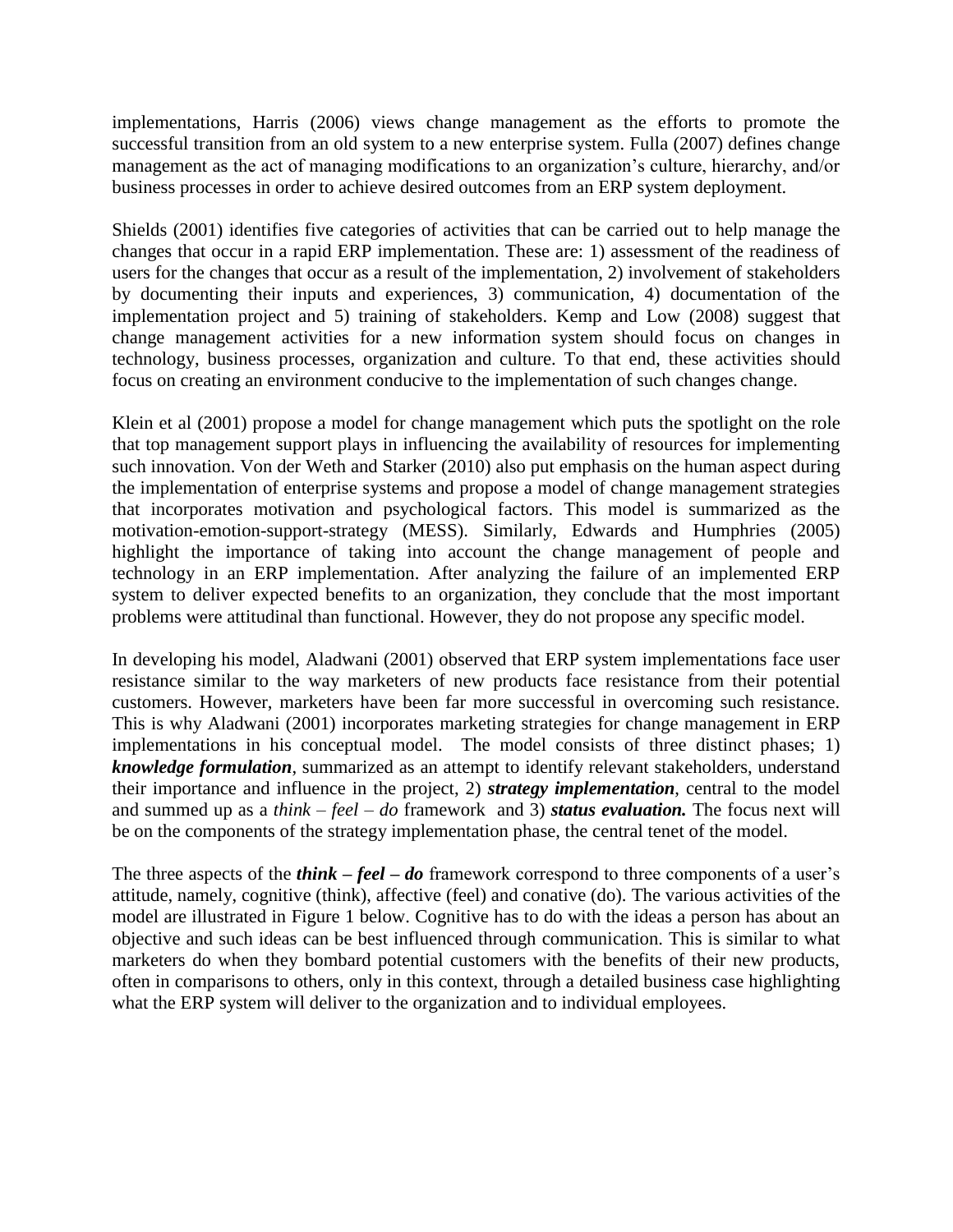implementations, Harris (2006) views change management as the efforts to promote the successful transition from an old system to a new enterprise system. Fulla (2007) defines change management as the act of managing modifications to an organization's culture, hierarchy, and/or business processes in order to achieve desired outcomes from an ERP system deployment.

Shields (2001) identifies five categories of activities that can be carried out to help manage the changes that occur in a rapid ERP implementation. These are: 1) assessment of the readiness of users for the changes that occur as a result of the implementation, 2) involvement of stakeholders by documenting their inputs and experiences, 3) communication, 4) documentation of the implementation project and 5) training of stakeholders. Kemp and Low (2008) suggest that change management activities for a new information system should focus on changes in technology, business processes, organization and culture. To that end, these activities should focus on creating an environment conducive to the implementation of such changes change.

Klein et al (2001) propose a model for change management which puts the spotlight on the role that top management support plays in influencing the availability of resources for implementing such innovation. Von der Weth and Starker (2010) also put emphasis on the human aspect during the implementation of enterprise systems and propose a model of change management strategies that incorporates motivation and psychological factors. This model is summarized as the motivation-emotion-support-strategy (MESS). Similarly, Edwards and Humphries (2005) highlight the importance of taking into account the change management of people and technology in an ERP implementation. After analyzing the failure of an implemented ERP system to deliver expected benefits to an organization, they conclude that the most important problems were attitudinal than functional. However, they do not propose any specific model.

In developing his model, Aladwani (2001) observed that ERP system implementations face user resistance similar to the way marketers of new products face resistance from their potential customers. However, marketers have been far more successful in overcoming such resistance. This is why Aladwani (2001) incorporates marketing strategies for change management in ERP implementations in his conceptual model. The model consists of three distinct phases; 1) ***knowledge formulation***, summarized as an attempt to identify relevant stakeholders, understand their importance and influence in the project, 2) ***strategy implementation***, central to the model and summed up as a *think – feel – do* framework and 3) ***status evaluation.*** The focus next will be on the components of the strategy implementation phase, the central tenet of the model.

The three aspects of the ***think – feel – do*** framework correspond to three components of a user's attitude, namely, cognitive (think), affective (feel) and conative (do). The various activities of the model are illustrated in Figure 1 below. Cognitive has to do with the ideas a person has about an objective and such ideas can be best influenced through communication. This is similar to what marketers do when they bombard potential customers with the benefits of their new products, often in comparisons to others, only in this context, through a detailed business case highlighting what the ERP system will deliver to the organization and to individual employees.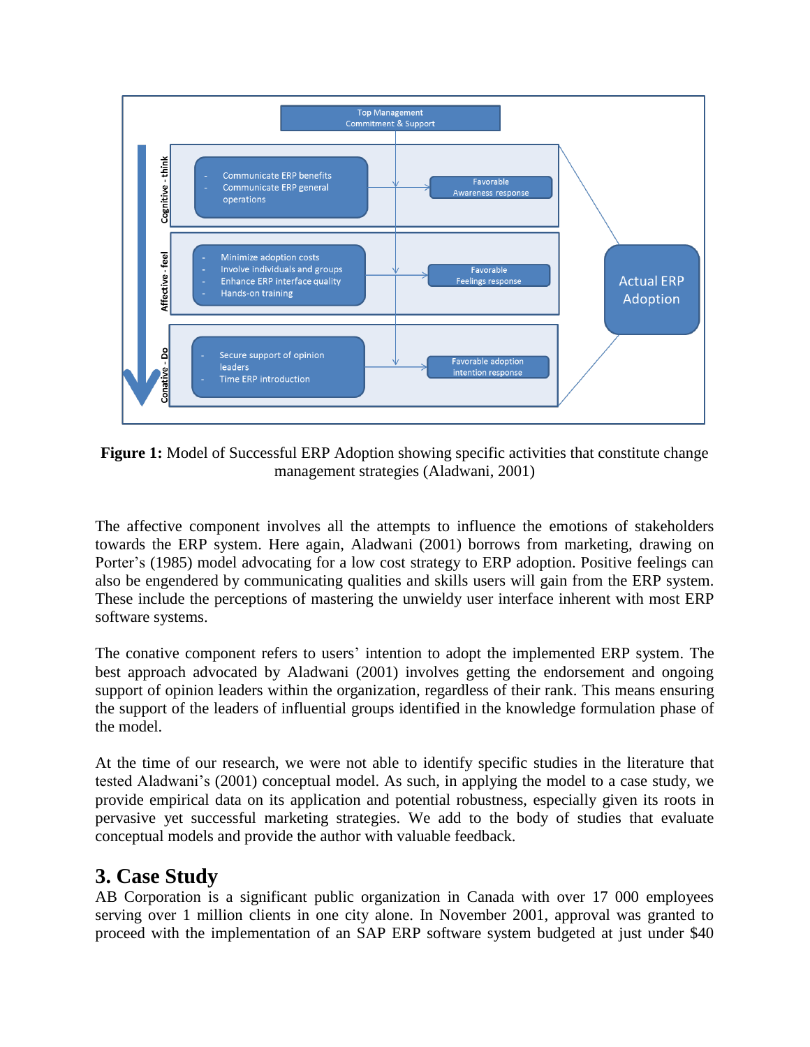**Figure 1:** Model of Successful ERP Adoption showing specific activities that constitute change management strategies (Aladwani, 2001)

The affective component involves all the attempts to influence the emotions of stakeholders towards the ERP system. Here again, Aladwani (2001) borrows from marketing, drawing on Porter's (1985) model advocating for a low cost strategy to ERP adoption. Positive feelings can also be engendered by communicating qualities and skills users will gain from the ERP system. These include the perceptions of mastering the unwieldy user interface inherent with most ERP software systems.

The conative component refers to users' intention to adopt the implemented ERP system. The best approach advocated by Aladwani (2001) involves getting the endorsement and ongoing support of opinion leaders within the organization, regardless of their rank. This means ensuring the support of the leaders of influential groups identified in the knowledge formulation phase of the model.

At the time of our research, we were not able to identify specific studies in the literature that tested Aladwani's (2001) conceptual model. As such, in applying the model to a case study, we provide empirical data on its application and potential robustness, especially given its roots in pervasive yet successful marketing strategies. We add to the body of studies that evaluate conceptual models and provide the author with valuable feedback.

## 3. Case Study

AB Corporation is a significant public organization in Canada with over 17 000 employees serving over 1 million clients in one city alone. In November 2001, approval was granted to proceed with the implementation of an SAP ERP software system budgeted at just under $40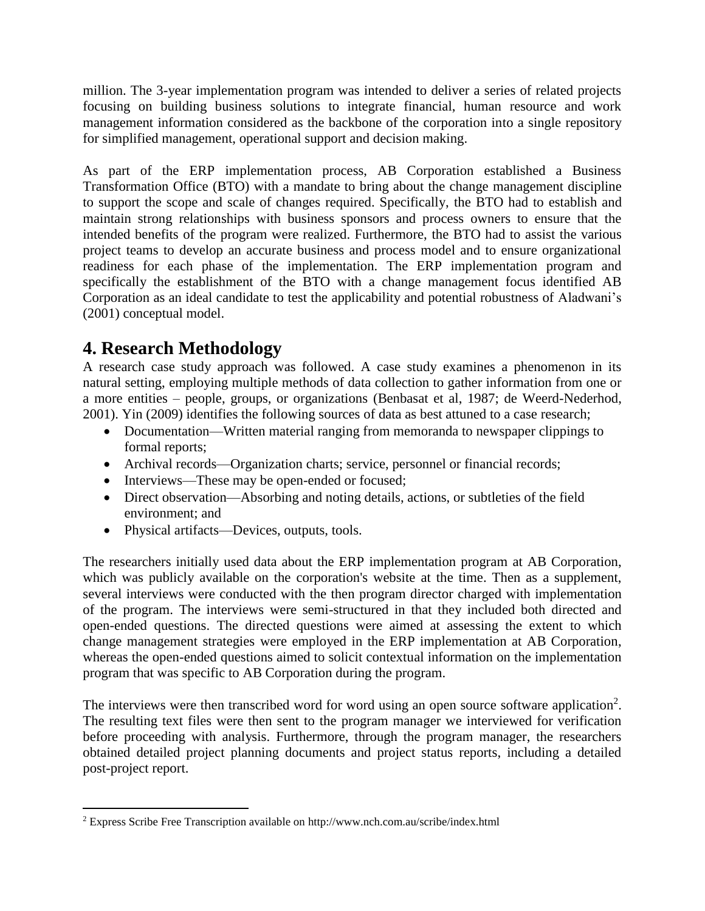million. The 3-year implementation program was intended to deliver a series of related projects focusing on building business solutions to integrate financial, human resource and work management information considered as the backbone of the corporation into a single repository for simplified management, operational support and decision making.

As part of the ERP implementation process, AB Corporation established a Business Transformation Office (BTO) with a mandate to bring about the change management discipline to support the scope and scale of changes required. Specifically, the BTO had to establish and maintain strong relationships with business sponsors and process owners to ensure that the intended benefits of the program were realized. Furthermore, the BTO had to assist the various project teams to develop an accurate business and process model and to ensure organizational readiness for each phase of the implementation. The ERP implementation program and specifically the establishment of the BTO with a change management focus identified AB Corporation as an ideal candidate to test the applicability and potential robustness of Aladwani's (2001) conceptual model.

# 4. Research Methodology

A research case study approach was followed. A case study examines a phenomenon in its natural setting, employing multiple methods of data collection to gather information from one or a more entities – people, groups, or organizations (Benbasat et al, 1987; de Weerd-Nederhod, 2001). Yin (2009) identifies the following sources of data as best attuned to a case research;

- Documentation—Written material ranging from memoranda to newspaper clippings to formal reports;
- Archival records—Organization charts; service, personnel or financial records;
- Interviews—These may be open-ended or focused;
- Direct observation—Absorbing and noting details, actions, or subtleties of the field environment; and
- Physical artifacts—Devices, outputs, tools.

The researchers initially used data about the ERP implementation program at AB Corporation, which was publicly available on the corporation's website at the time. Then as a supplement, several interviews were conducted with the then program director charged with implementation of the program. The interviews were semi-structured in that they included both directed and open-ended questions. The directed questions were aimed at assessing the extent to which change management strategies were employed in the ERP implementation at AB Corporation, whereas the open-ended questions aimed to solicit contextual information on the implementation program that was specific to AB Corporation during the program.

The interviews were then transcribed word for word using an open source software application[2]. The resulting text files were then sent to the program manager we interviewed for verification before proceeding with analysis. Furthermore, through the program manager, the researchers obtained detailed project planning documents and project status reports, including a detailed post-project report.

[2] Express Scribe Free Transcription available on http://www.nch.com.au/scribe/index.html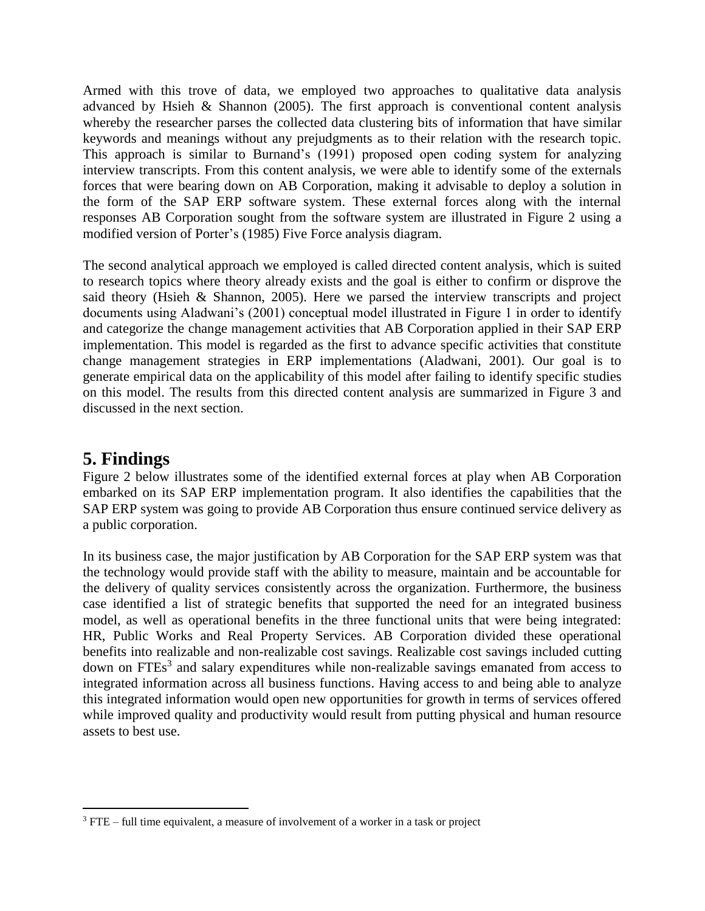Armed with this trove of data, we employed two approaches to qualitative data analysis advanced by Hsieh & Shannon (2005). The first approach is conventional content analysis whereby the researcher parses the collected data clustering bits of information that have similar keywords and meanings without any prejudgments as to their relation with the research topic. This approach is similar to Burnand's (1991) proposed open coding system for analyzing interview transcripts. From this content analysis, we were able to identify some of the externals forces that were bearing down on AB Corporation, making it advisable to deploy a solution in the form of the SAP ERP software system. These external forces along with the internal responses AB Corporation sought from the software system are illustrated in Figure 2 using a modified version of Porter's (1985) Five Force analysis diagram.

The second analytical approach we employed is called directed content analysis, which is suited to research topics where theory already exists and the goal is either to confirm or disprove the said theory (Hsieh & Shannon, 2005). Here we parsed the interview transcripts and project documents using Aladwani's (2001) conceptual model illustrated in Figure 1 in order to identify and categorize the change management activities that AB Corporation applied in their SAP ERP implementation. This model is regarded as the first to advance specific activities that constitute change management strategies in ERP implementations (Aladwani, 2001). Our goal is to generate empirical data on the applicability of this model after failing to identify specific studies on this model. The results from this directed content analysis are summarized in Figure 3 and discussed in the next section.

## 5. Findings

Figure 2 below illustrates some of the identified external forces at play when AB Corporation embarked on its SAP ERP implementation program. It also identifies the capabilities that the SAP ERP system was going to provide AB Corporation thus ensure continued service delivery as a public corporation.

In its business case, the major justification by AB Corporation for the SAP ERP system was that the technology would provide staff with the ability to measure, maintain and be accountable for the delivery of quality services consistently across the organization. Furthermore, the business case identified a list of strategic benefits that supported the need for an integrated business model, as well as operational benefits in the three functional units that were being integrated: HR, Public Works and Real Property Services. AB Corporation divided these operational benefits into realizable and non-realizable cost savings. Realizable cost savings included cutting down on FTEs[3] and salary expenditures while non-realizable savings emanated from access to integrated information across all business functions. Having access to and being able to analyze this integrated information would open new opportunities for growth in terms of services offered while improved quality and productivity would result from putting physical and human resource assets to best use.

[3] FTE – full time equivalent, a measure of involvement of a worker in a task or project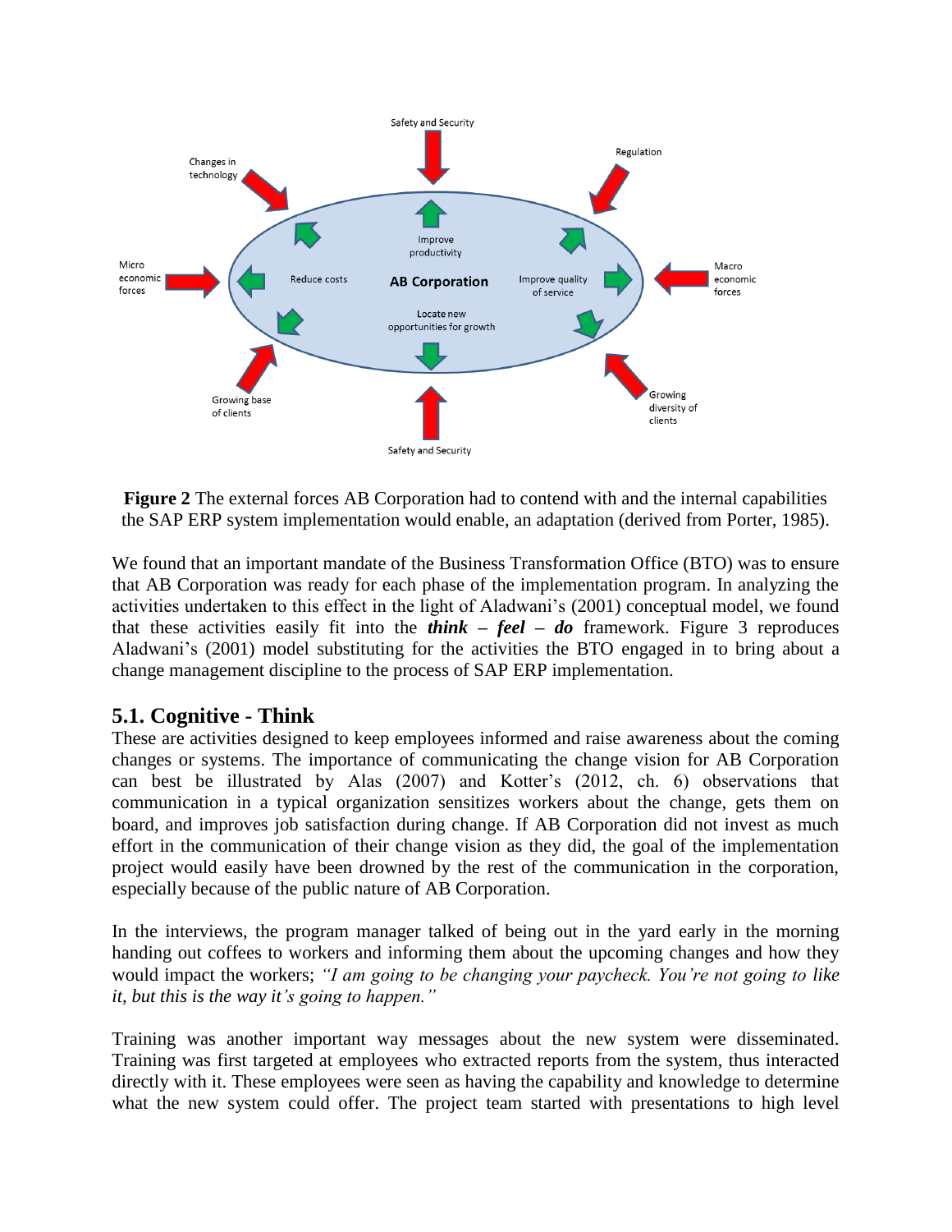**Figure 2** The external forces AB Corporation had to contend with and the internal capabilities the SAP ERP system implementation would enable, an adaptation (derived from Porter, 1985).

We found that an important mandate of the Business Transformation Office (BTO) was to ensure that AB Corporation was ready for each phase of the implementation program. In analyzing the activities undertaken to this effect in the light of Aladwani's (2001) conceptual model, we found that these activities easily fit into the ***think*** – ***feel*** – ***do*** framework. Figure 3 reproduces Aladwani's (2001) model substituting for the activities the BTO engaged in to bring about a change management discipline to the process of SAP ERP implementation.

## 5.1. Cognitive - Think

These are activities designed to keep employees informed and raise awareness about the coming changes or systems. The importance of communicating the change vision for AB Corporation can best be illustrated by Alas (2007) and Kotter's (2012, ch. 6) observations that communication in a typical organization sensitizes workers about the change, gets them on board, and improves job satisfaction during change. If AB Corporation did not invest as much effort in the communication of their change vision as they did, the goal of the implementation project would easily have been drowned by the rest of the communication in the corporation, especially because of the public nature of AB Corporation.

In the interviews, the program manager talked of being out in the yard early in the morning handing out coffees to workers and informing them about the upcoming changes and how they would impact the workers; *"I am going to be changing your paycheck. You're not going to like it, but this is the way it's going to happen."*

Training was another important way messages about the new system were disseminated. Training was first targeted at employees who extracted reports from the system, thus interacted directly with it. These employees were seen as having the capability and knowledge to determine what the new system could offer. The project team started with presentations to high level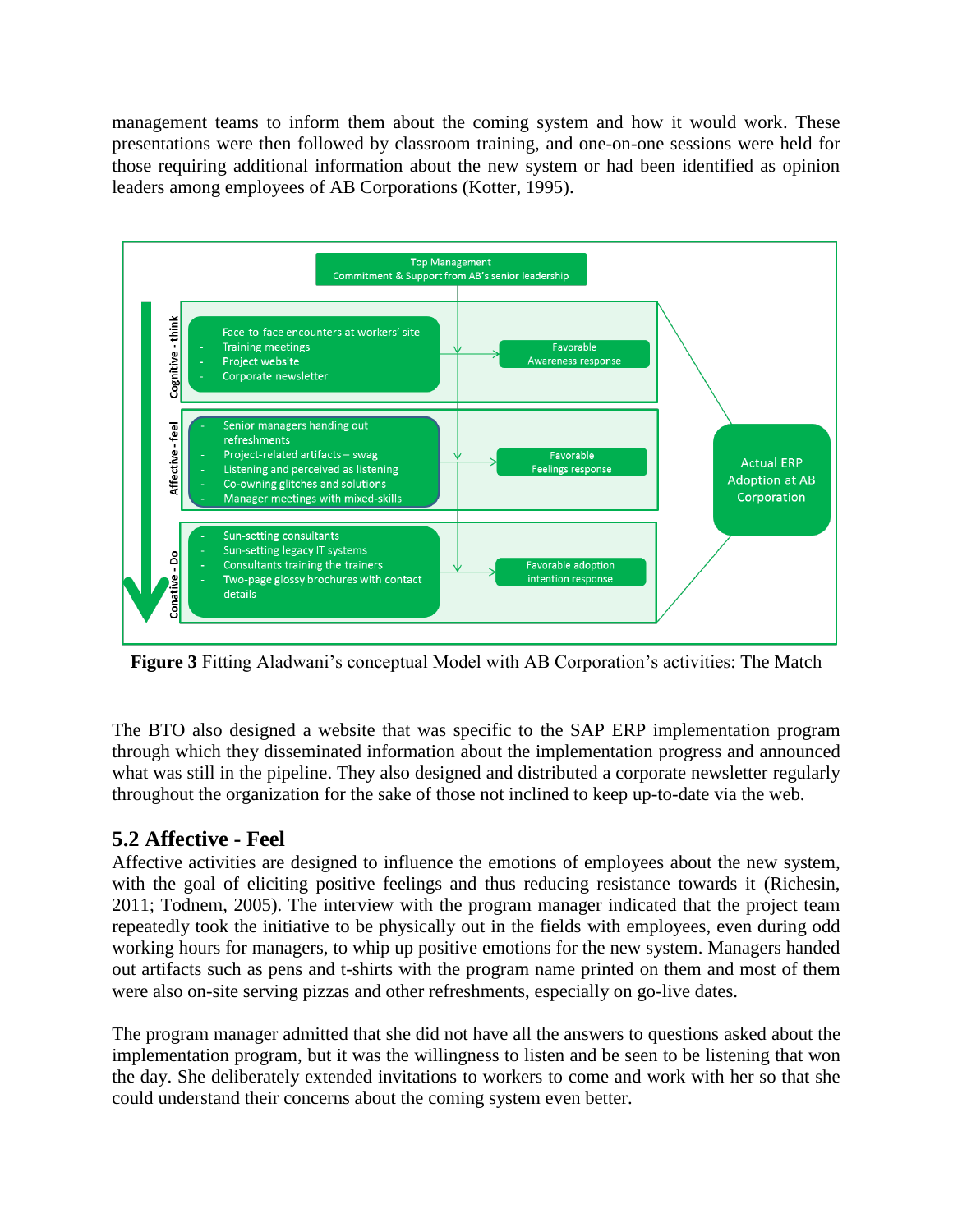management teams to inform them about the coming system and how it would work. These presentations were then followed by classroom training, and one-on-one sessions were held for those requiring additional information about the new system or had been identified as opinion leaders among employees of AB Corporations (Kotter, 1995).

**Figure 3** Fitting Aladwani's conceptual Model with AB Corporation's activities: The Match

The BTO also designed a website that was specific to the SAP ERP implementation program through which they disseminated information about the implementation progress and announced what was still in the pipeline. They also designed and distributed a corporate newsletter regularly throughout the organization for the sake of those not inclined to keep up-to-date via the web.

## 5.2 Affective - Feel

Affective activities are designed to influence the emotions of employees about the new system, with the goal of eliciting positive feelings and thus reducing resistance towards it (Richesin, 2011; Todnem, 2005). The interview with the program manager indicated that the project team repeatedly took the initiative to be physically out in the fields with employees, even during odd working hours for managers, to whip up positive emotions for the new system. Managers handed out artifacts such as pens and t-shirts with the program name printed on them and most of them were also on-site serving pizzas and other refreshments, especially on go-live dates.

The program manager admitted that she did not have all the answers to questions asked about the implementation program, but it was the willingness to listen and be seen to be listening that won the day. She deliberately extended invitations to workers to come and work with her so that she could understand their concerns about the coming system even better.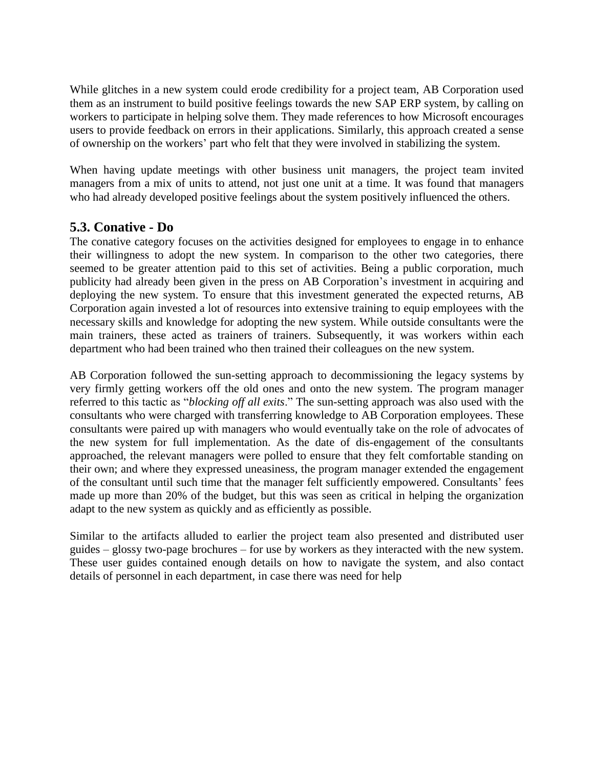While glitches in a new system could erode credibility for a project team, AB Corporation used them as an instrument to build positive feelings towards the new SAP ERP system, by calling on workers to participate in helping solve them. They made references to how Microsoft encourages users to provide feedback on errors in their applications. Similarly, this approach created a sense of ownership on the workers' part who felt that they were involved in stabilizing the system.

When having update meetings with other business unit managers, the project team invited managers from a mix of units to attend, not just one unit at a time. It was found that managers who had already developed positive feelings about the system positively influenced the others.

## 5.3. Conative - Do

The conative category focuses on the activities designed for employees to engage in to enhance their willingness to adopt the new system. In comparison to the other two categories, there seemed to be greater attention paid to this set of activities. Being a public corporation, much publicity had already been given in the press on AB Corporation's investment in acquiring and deploying the new system. To ensure that this investment generated the expected returns, AB Corporation again invested a lot of resources into extensive training to equip employees with the necessary skills and knowledge for adopting the new system. While outside consultants were the main trainers, these acted as trainers of trainers. Subsequently, it was workers within each department who had been trained who then trained their colleagues on the new system.

AB Corporation followed the sun-setting approach to decommissioning the legacy systems by very firmly getting workers off the old ones and onto the new system. The program manager referred to this tactic as "*blocking off all exits*." The sun-setting approach was also used with the consultants who were charged with transferring knowledge to AB Corporation employees. These consultants were paired up with managers who would eventually take on the role of advocates of the new system for full implementation. As the date of dis-engagement of the consultants approached, the relevant managers were polled to ensure that they felt comfortable standing on their own; and where they expressed uneasiness, the program manager extended the engagement of the consultant until such time that the manager felt sufficiently empowered. Consultants' fees made up more than 20% of the budget, but this was seen as critical in helping the organization adapt to the new system as quickly and as efficiently as possible.

Similar to the artifacts alluded to earlier the project team also presented and distributed user guides – glossy two-page brochures – for use by workers as they interacted with the new system. These user guides contained enough details on how to navigate the system, and also contact details of personnel in each department, in case there was need for help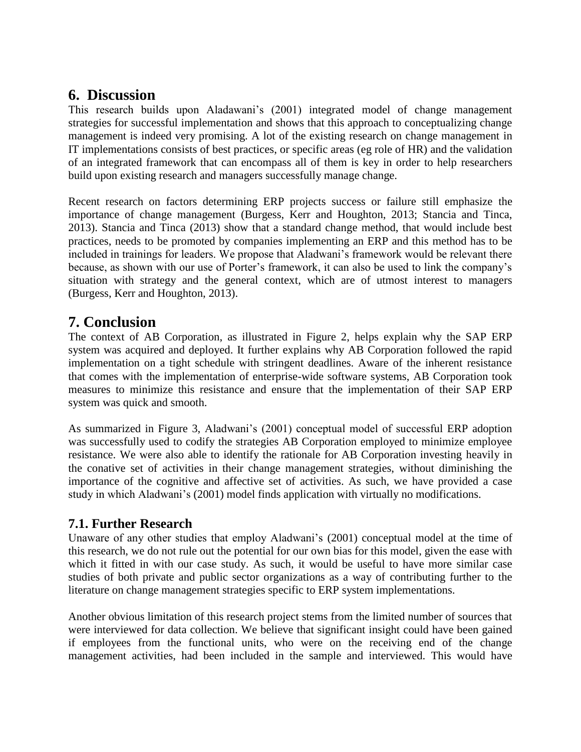## 6. Discussion

This research builds upon Aladawani's (2001) integrated model of change management strategies for successful implementation and shows that this approach to conceptualizing change management is indeed very promising. A lot of the existing research on change management in IT implementations consists of best practices, or specific areas (eg role of HR) and the validation of an integrated framework that can encompass all of them is key in order to help researchers build upon existing research and managers successfully manage change.

Recent research on factors determining ERP projects success or failure still emphasize the importance of change management (Burgess, Kerr and Houghton, 2013; Stancia and Tinca, 2013). Stancia and Tinca (2013) show that a standard change method, that would include best practices, needs to be promoted by companies implementing an ERP and this method has to be included in trainings for leaders. We propose that Aladwani's framework would be relevant there because, as shown with our use of Porter's framework, it can also be used to link the company's situation with strategy and the general context, which are of utmost interest to managers (Burgess, Kerr and Houghton, 2013).

## 7. Conclusion

The context of AB Corporation, as illustrated in Figure 2, helps explain why the SAP ERP system was acquired and deployed. It further explains why AB Corporation followed the rapid implementation on a tight schedule with stringent deadlines. Aware of the inherent resistance that comes with the implementation of enterprise-wide software systems, AB Corporation took measures to minimize this resistance and ensure that the implementation of their SAP ERP system was quick and smooth.

As summarized in Figure 3, Aladwani's (2001) conceptual model of successful ERP adoption was successfully used to codify the strategies AB Corporation employed to minimize employee resistance. We were also able to identify the rationale for AB Corporation investing heavily in the conative set of activities in their change management strategies, without diminishing the importance of the cognitive and affective set of activities. As such, we have provided a case study in which Aladwani's (2001) model finds application with virtually no modifications.

### 7.1. Further Research

Unaware of any other studies that employ Aladwani's (2001) conceptual model at the time of this research, we do not rule out the potential for our own bias for this model, given the ease with which it fitted in with our case study. As such, it would be useful to have more similar case studies of both private and public sector organizations as a way of contributing further to the literature on change management strategies specific to ERP system implementations.

Another obvious limitation of this research project stems from the limited number of sources that were interviewed for data collection. We believe that significant insight could have been gained if employees from the functional units, who were on the receiving end of the change management activities, had been included in the sample and interviewed. This would have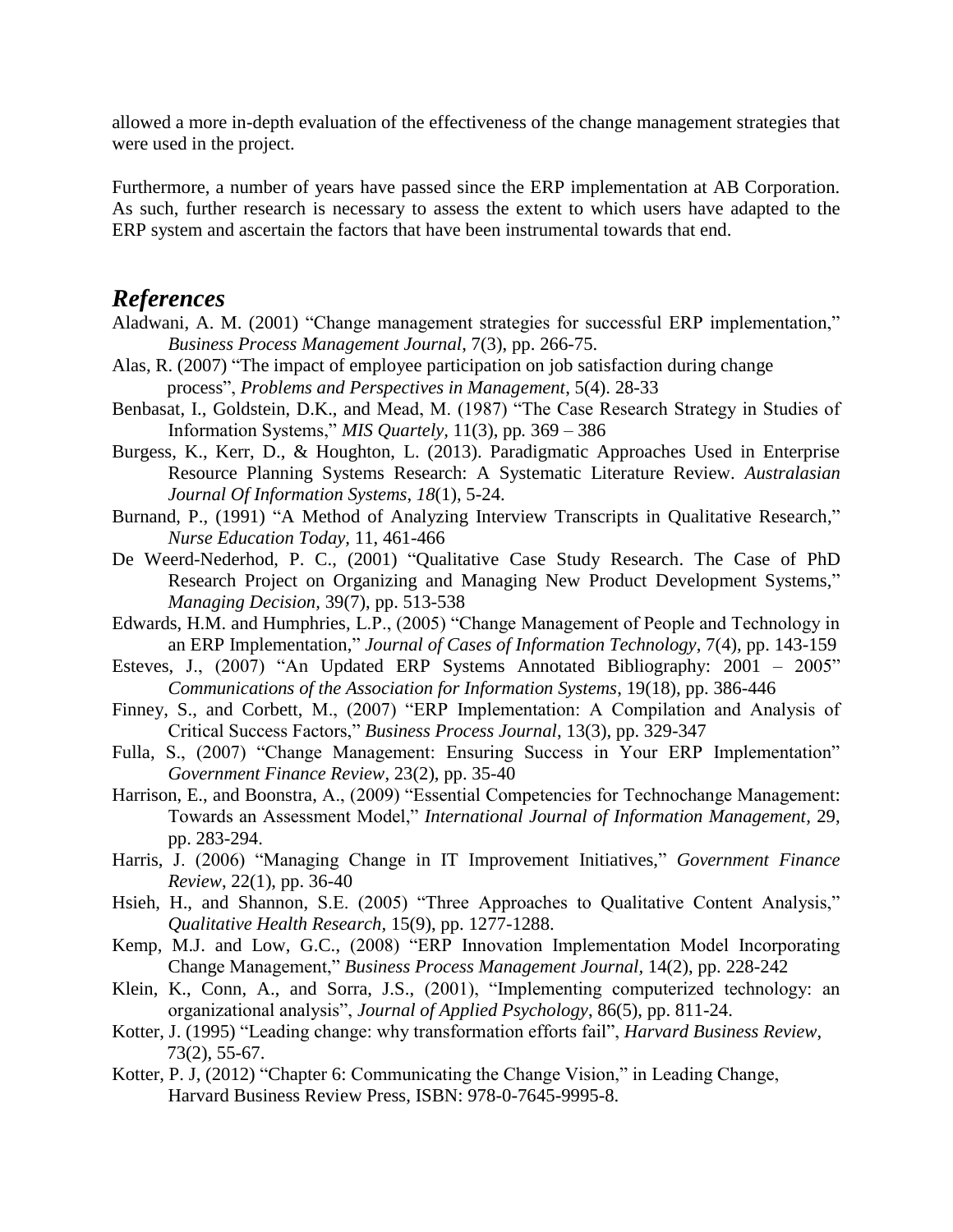allowed a more in-depth evaluation of the effectiveness of the change management strategies that were used in the project.

Furthermore, a number of years have passed since the ERP implementation at AB Corporation. As such, further research is necessary to assess the extent to which users have adapted to the ERP system and ascertain the factors that have been instrumental towards that end.

## *References*

Aladwani, A. M. (2001) "Change management strategies for successful ERP implementation," *Business Process Management Journal*, 7(3), pp. 266-75.

Alas, R. (2007) "The impact of employee participation on job satisfaction during change process", *Problems and Perspectives in Management*, 5(4). 28-33

Benbasat, I., Goldstein, D.K., and Mead, M. (1987) "The Case Research Strategy in Studies of Information Systems," *MIS Quartely*, 11(3), pp. 369 – 386

Burgess, K., Kerr, D., & Houghton, L. (2013). Paradigmatic Approaches Used in Enterprise Resource Planning Systems Research: A Systematic Literature Review. *Australasian Journal Of Information Systems*, *18*(1), 5-24.

Burnand, P., (1991) "A Method of Analyzing Interview Transcripts in Qualitative Research," *Nurse Education Today*, 11, 461-466

De Weerd-Nederhod, P. C., (2001) "Qualitative Case Study Research. The Case of PhD Research Project on Organizing and Managing New Product Development Systems," *Managing Decision*, 39(7), pp. 513-538

Edwards, H.M. and Humphries, L.P., (2005) "Change Management of People and Technology in an ERP Implementation," *Journal of Cases of Information Technology*, 7(4), pp. 143-159

Esteves, J., (2007) "An Updated ERP Systems Annotated Bibliography: 2001 – 2005" *Communications of the Association for Information Systems*, 19(18), pp. 386-446

Finney, S., and Corbett, M., (2007) "ERP Implementation: A Compilation and Analysis of Critical Success Factors," *Business Process Journal*, 13(3), pp. 329-347

Fulla, S., (2007) "Change Management: Ensuring Success in Your ERP Implementation" *Government Finance Review*, 23(2), pp. 35-40

Harrison, E., and Boonstra, A., (2009) "Essential Competencies for Technochange Management: Towards an Assessment Model," *International Journal of Information Management*, 29, pp. 283-294.

Harris, J. (2006) "Managing Change in IT Improvement Initiatives," *Government Finance Review*, 22(1), pp. 36-40

Hsieh, H., and Shannon, S.E. (2005) "Three Approaches to Qualitative Content Analysis," *Qualitative Health Research*, 15(9), pp. 1277-1288.

Kemp, M.J. and Low, G.C., (2008) "ERP Innovation Implementation Model Incorporating Change Management," *Business Process Management Journal*, 14(2), pp. 228-242

Klein, K., Conn, A., and Sorra, J.S., (2001), "Implementing computerized technology: an organizational analysis", *Journal of Applied Psychology*, 86(5), pp. 811-24.

Kotter, J. (1995) "Leading change: why transformation efforts fail", *Harvard Business Review*, 73(2), 55-67.

Kotter, P. J, (2012) "Chapter 6: Communicating the Change Vision," in Leading Change, Harvard Business Review Press, ISBN: 978-0-7645-9995-8.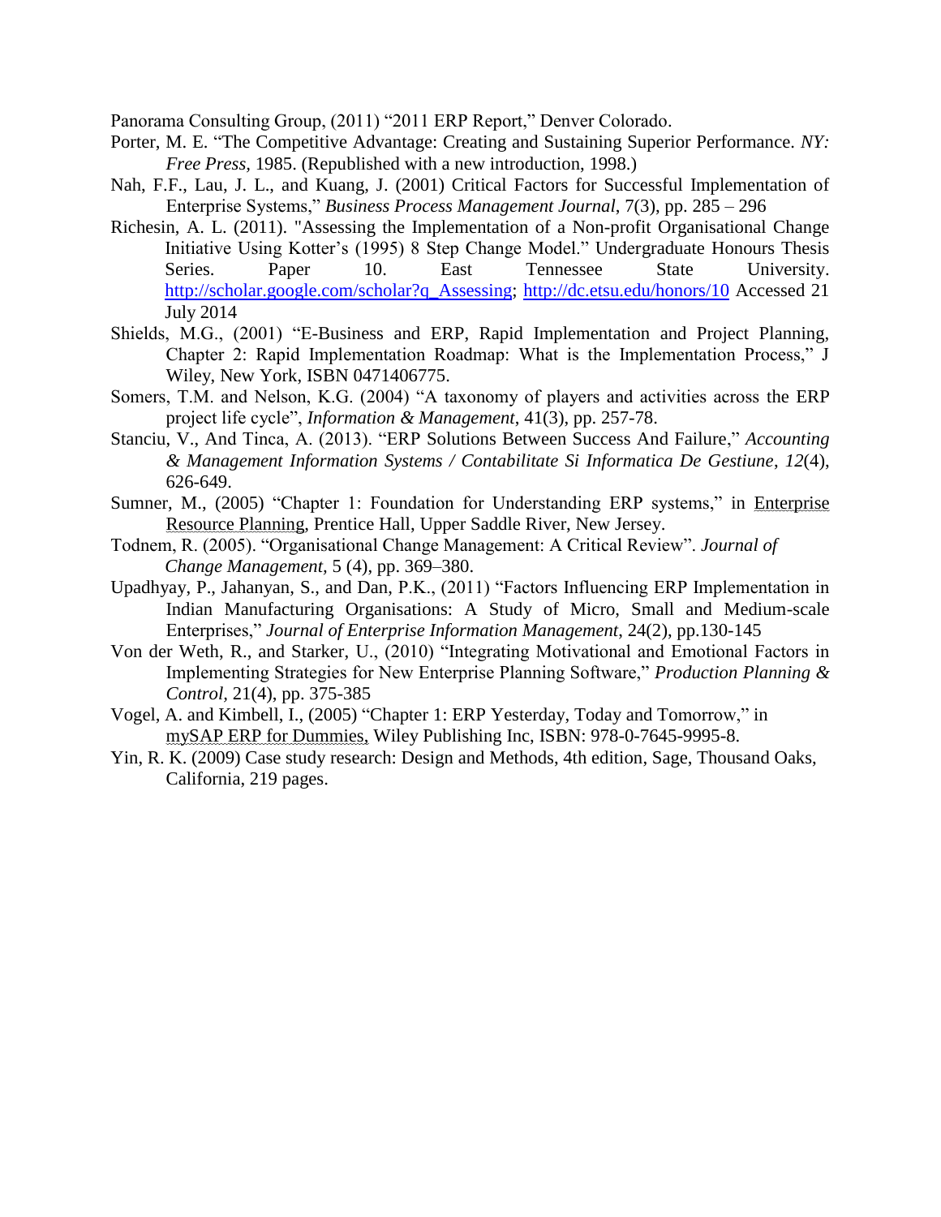Panorama Consulting Group, (2011) “2011 ERP Report,” Denver Colorado.

Porter, M. E. “The Competitive Advantage: Creating and Sustaining Superior Performance. *NY: Free Press*, 1985. (Republished with a new introduction, 1998.)

Nah, F.F., Lau, J. L., and Kuang, J. (2001) Critical Factors for Successful Implementation of Enterprise Systems,” *Business Process Management Journal*, 7(3), pp. 285 – 296

Richesin, A. L. (2011). "Assessing the Implementation of a Non-profit Organisational Change Initiative Using Kotter’s (1995) 8 Step Change Model." Undergraduate Honours Thesis Series. Paper 10. East Tennessee State University. http://scholar.google.com/scholar?q_Assessing; http://dc.etsu.edu/honors/10 Accessed 21 July 2014

Shields, M.G., (2001) “E-Business and ERP, Rapid Implementation and Project Planning, Chapter 2: Rapid Implementation Roadmap: What is the Implementation Process,” J Wiley, New York, ISBN 0471406775.

Somers, T.M. and Nelson, K.G. (2004) “A taxonomy of players and activities across the ERP project life cycle”, *Information & Management*, 41(3), pp. 257-78.

Stanciu, V., And Tinca, A. (2013). “ERP Solutions Between Success And Failure,” *Accounting & Management Information Systems / Contabilitate Si Informatica De Gestiune*, *12*(4), 626-649.

Sumner, M., (2005) “Chapter 1: Foundation for Understanding ERP systems,” in Enterprise Resource Planning, Prentice Hall, Upper Saddle River, New Jersey.

Todnem, R. (2005). “Organisational Change Management: A Critical Review”. *Journal of Change Management*, 5 (4), pp. 369–380.

Upadhyay, P., Jahanyan, S., and Dan, P.K., (2011) “Factors Influencing ERP Implementation in Indian Manufacturing Organisations: A Study of Micro, Small and Medium-scale Enterprises,” *Journal of Enterprise Information Management*, 24(2), pp.130-145

Von der Weth, R., and Starker, U., (2010) “Integrating Motivational and Emotional Factors in Implementing Strategies for New Enterprise Planning Software,” *Production Planning & Control*, 21(4), pp. 375-385

Vogel, A. and Kimbell, I., (2005) “Chapter 1: ERP Yesterday, Today and Tomorrow,” in mySAP ERP for Dummies, Wiley Publishing Inc, ISBN: 978-0-7645-9995-8.

Yin, R. K. (2009) Case study research: Design and Methods, 4th edition, Sage, Thousand Oaks, California, 219 pages.